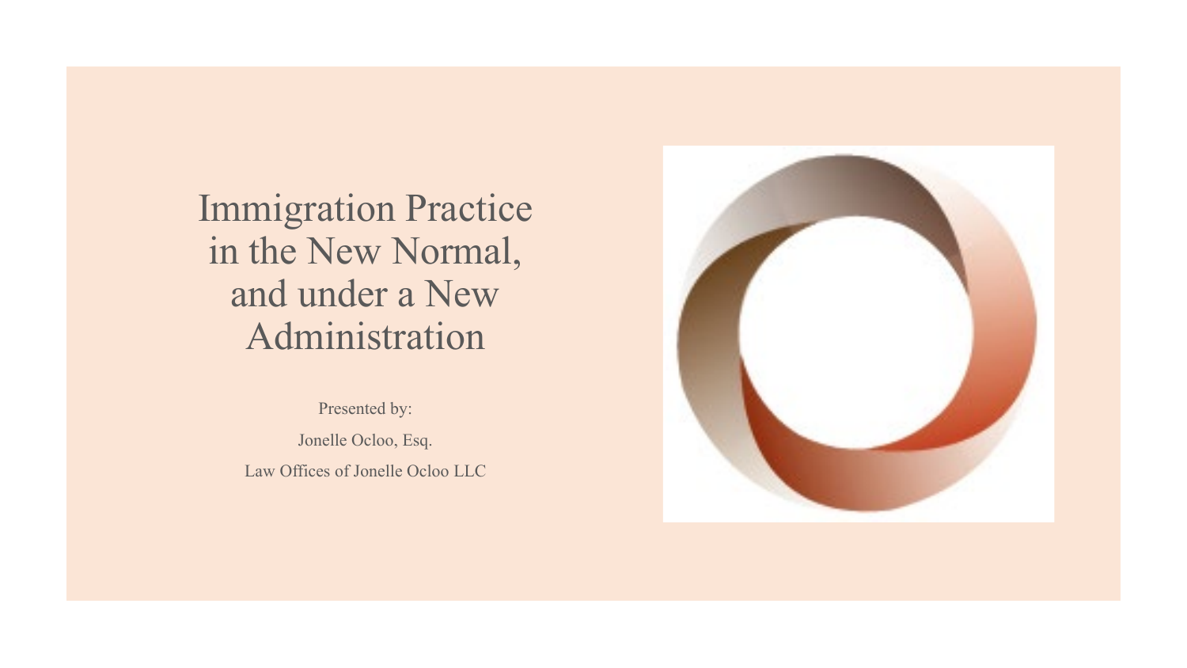# Immigration Practice in the New Normal, and under a New Administration

Presented by:

Jonelle Ocloo, Esq.

Law Offices of Jonelle Ocloo LLC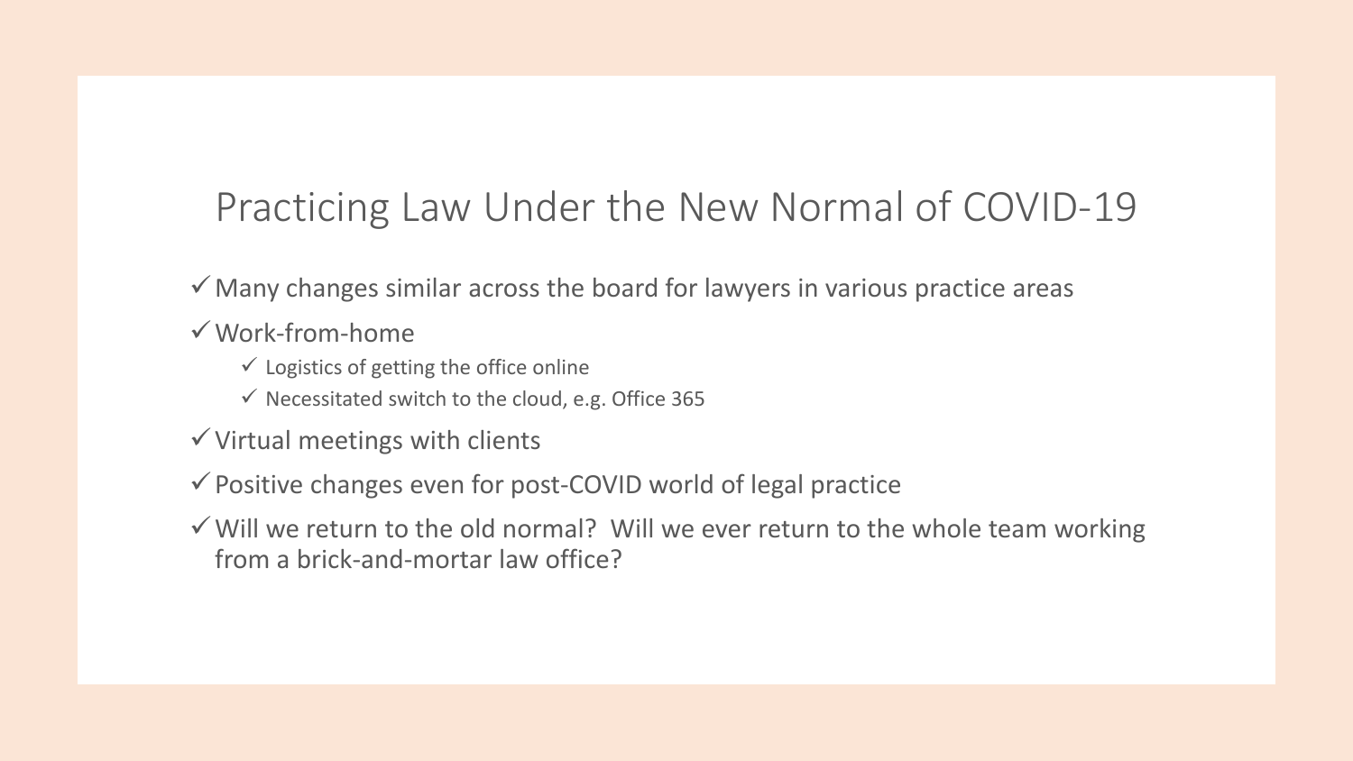# Practicing Law Under the New Normal of COVID-19

- ✓ Many changes similar across the board for lawyers in various practice areas
- ✓ Work-from-home
  - ✓ Logistics of getting the office online
  - ✓ Necessitated switch to the cloud, e.g. Office 365
- ✓ Virtual meetings with clients
- ✓ Positive changes even for post-COVID world of legal practice
- ✓ Will we return to the old normal? Will we ever return to the whole team working from a brick-and-mortar law office?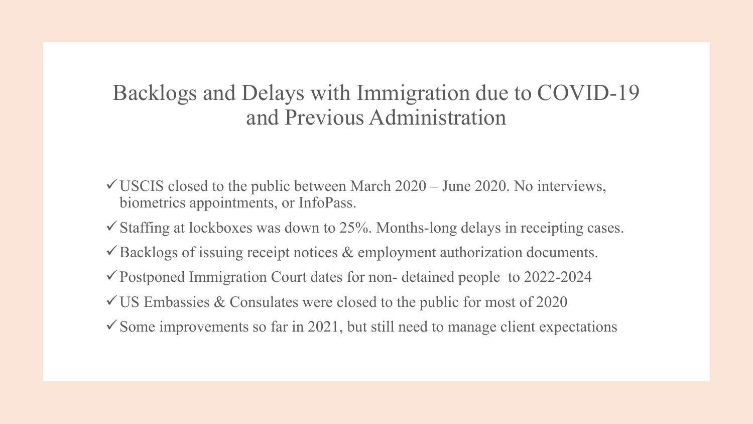# Backlogs and Delays with Immigration due to COVID-19 and Previous Administration

- ✓ USCIS closed to the public between March 2020 – June 2020. No interviews, biometrics appointments, or InfoPass.
- ✓ Staffing at lockboxes was down to 25%. Months-long delays in receipting cases.
- ✓ Backlogs of issuing receipt notices & employment authorization documents.
- ✓ Postponed Immigration Court dates for non- detained people to 2022-2024
- ✓ US Embassies & Consulates were closed to the public for most of 2020
- ✓ Some improvements so far in 2021, but still need to manage client expectations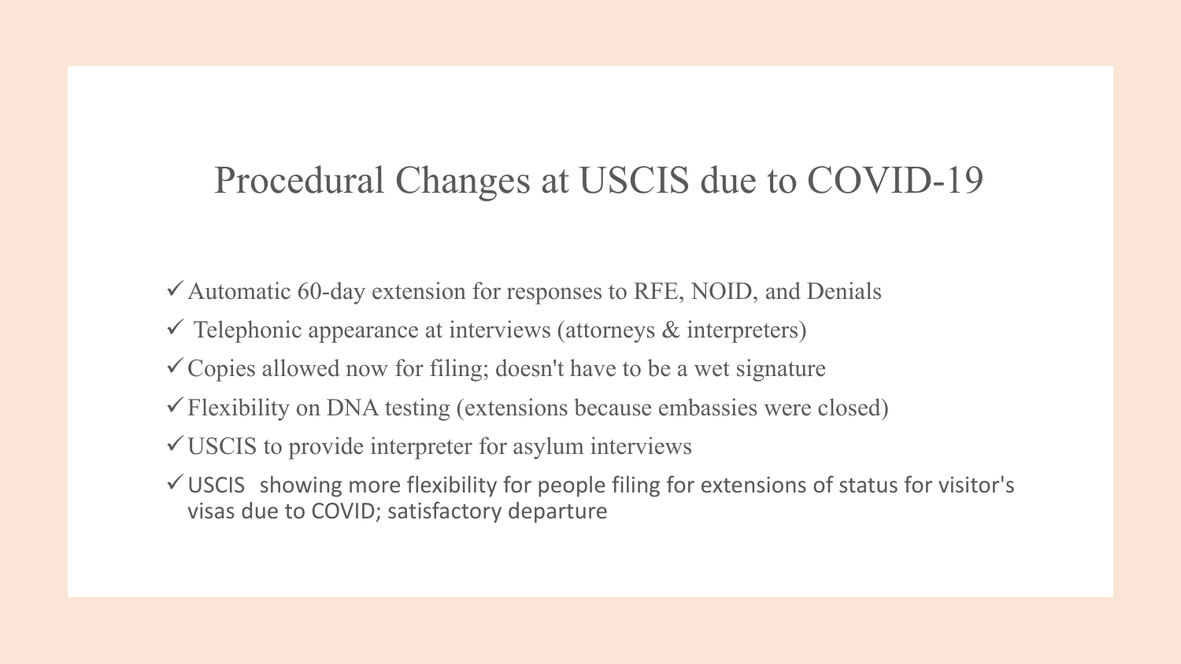# Procedural Changes at USCIS due to COVID-19

- ✓ Automatic 60-day extension for responses to RFE, NOID, and Denials
- ✓ Telephonic appearance at interviews (attorneys & interpreters)
- ✓ Copies allowed now for filing; doesn't have to be a wet signature
- ✓ Flexibility on DNA testing (extensions because embassies were closed)
- ✓ USCIS to provide interpreter for asylum interviews
- ✓ USCIS showing more flexibility for people filing for extensions of status for visitor's visas due to COVID; satisfactory departure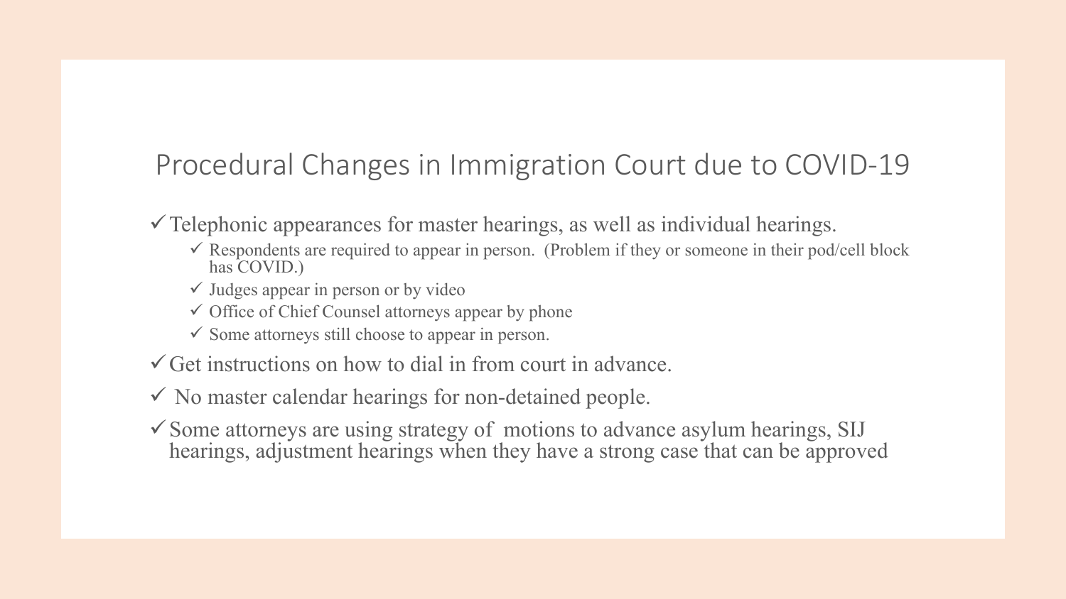# Procedural Changes in Immigration Court due to COVID-19

- ✓ Telephonic appearances for master hearings, as well as individual hearings.
  - ✓ Respondents are required to appear in person. (Problem if they or someone in their pod/cell block has COVID.)
  - ✓ Judges appear in person or by video
  - ✓ Office of Chief Counsel attorneys appear by phone
  - ✓ Some attorneys still choose to appear in person.
- ✓ Get instructions on how to dial in from court in advance.
- ✓ No master calendar hearings for non-detained people.
- ✓ Some attorneys are using strategy of motions to advance asylum hearings, SIJ hearings, adjustment hearings when they have a strong case that can be approved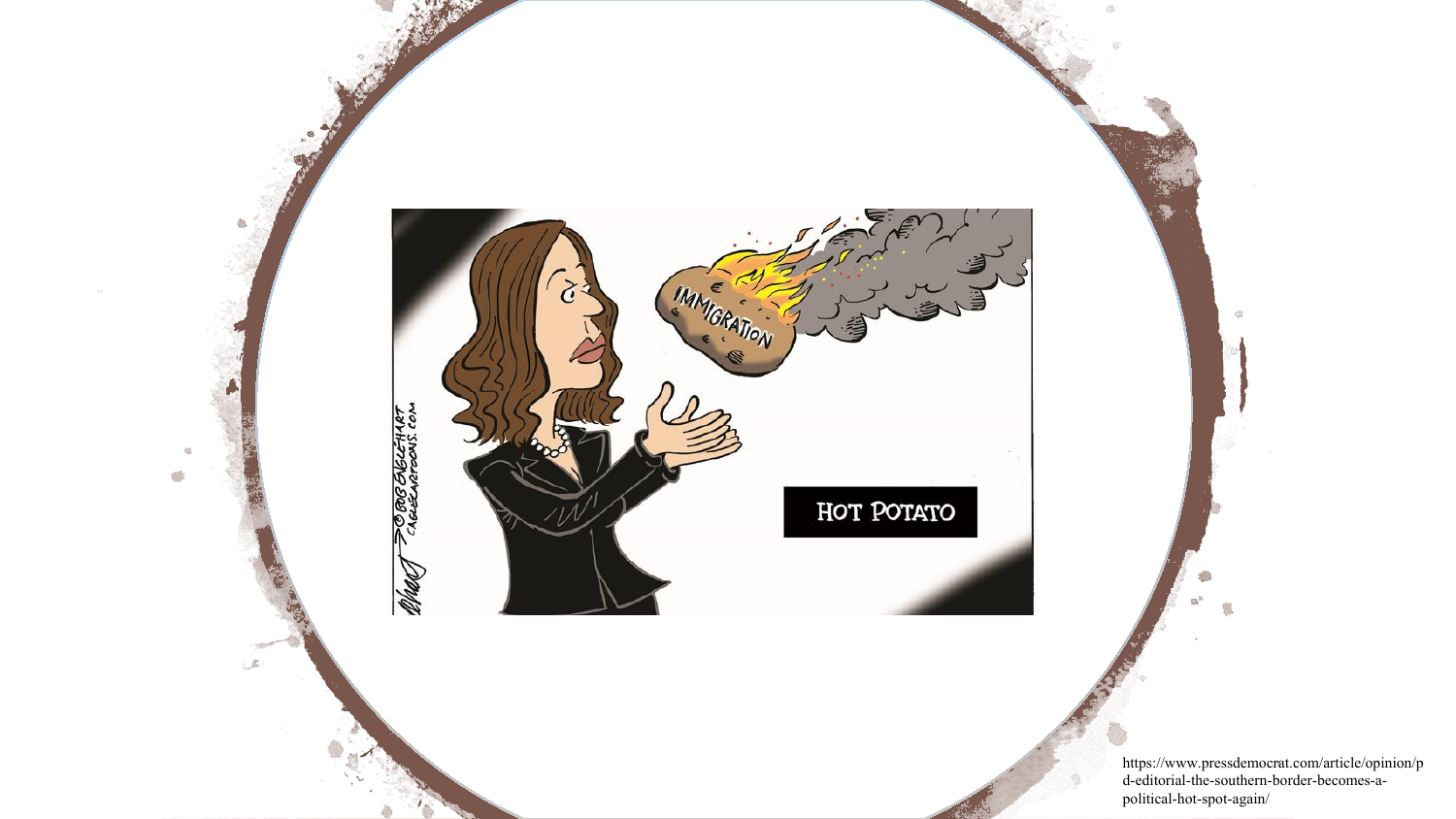https://www.pressdemocrat.com/article/opinion/pd-editorial-the-southern-border-becomes-a-political-hot-spot-again/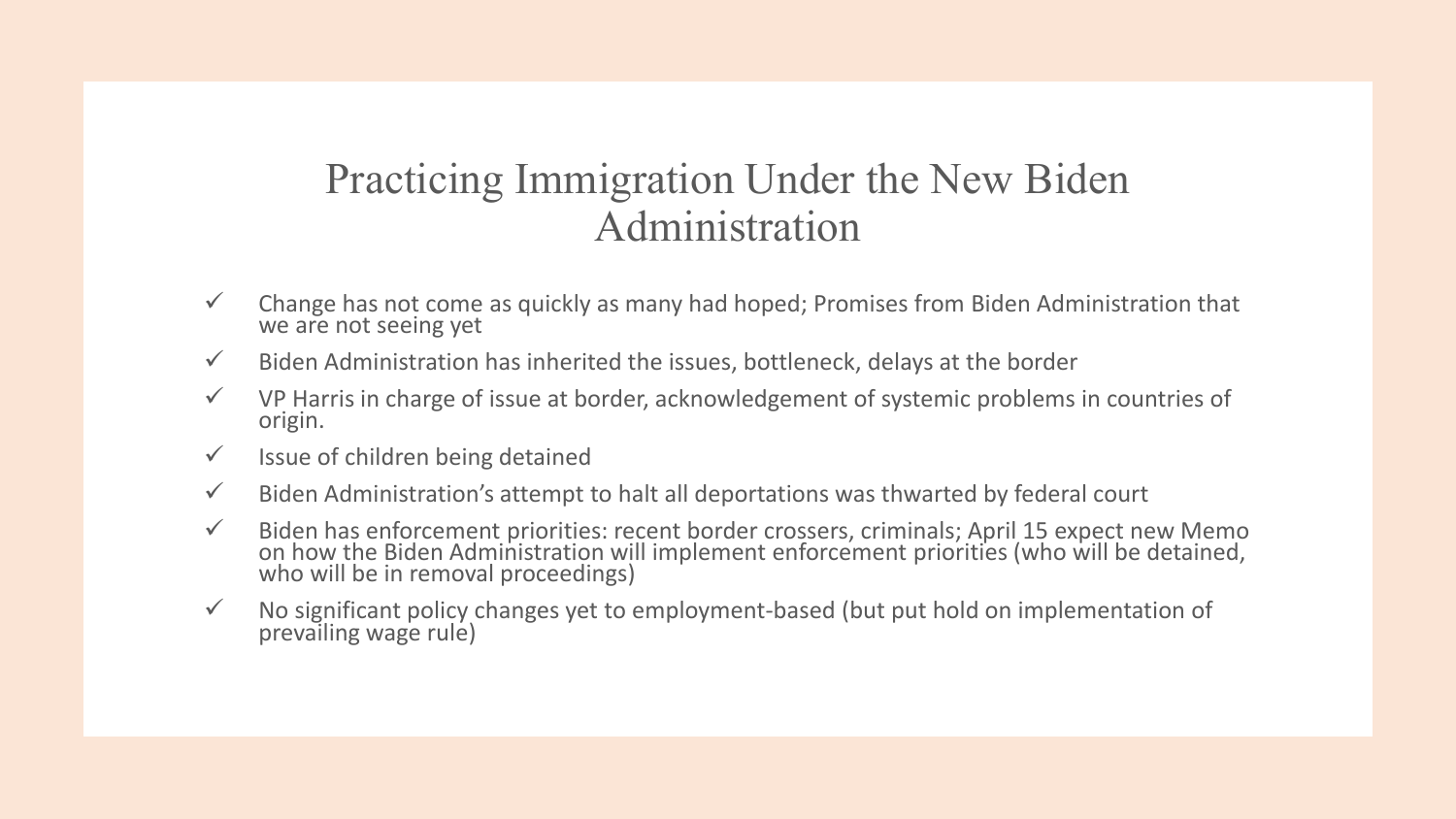# Practicing Immigration Under the New Biden Administration

- ✓ Change has not come as quickly as many had hoped; Promises from Biden Administration that we are not seeing yet
- ✓ Biden Administration has inherited the issues, bottleneck, delays at the border
- ✓ VP Harris in charge of issue at border, acknowledgement of systemic problems in countries of origin.
- ✓ Issue of children being detained
- ✓ Biden Administration's attempt to halt all deportations was thwarted by federal court
- ✓ Biden has enforcement priorities: recent border crossers, criminals; April 15 expect new Memo on how the Biden Administration will implement enforcement priorities (who will be detained, who will be in removal proceedings)
- ✓ No significant policy changes yet to employment-based (but put hold on implementation of prevailing wage rule)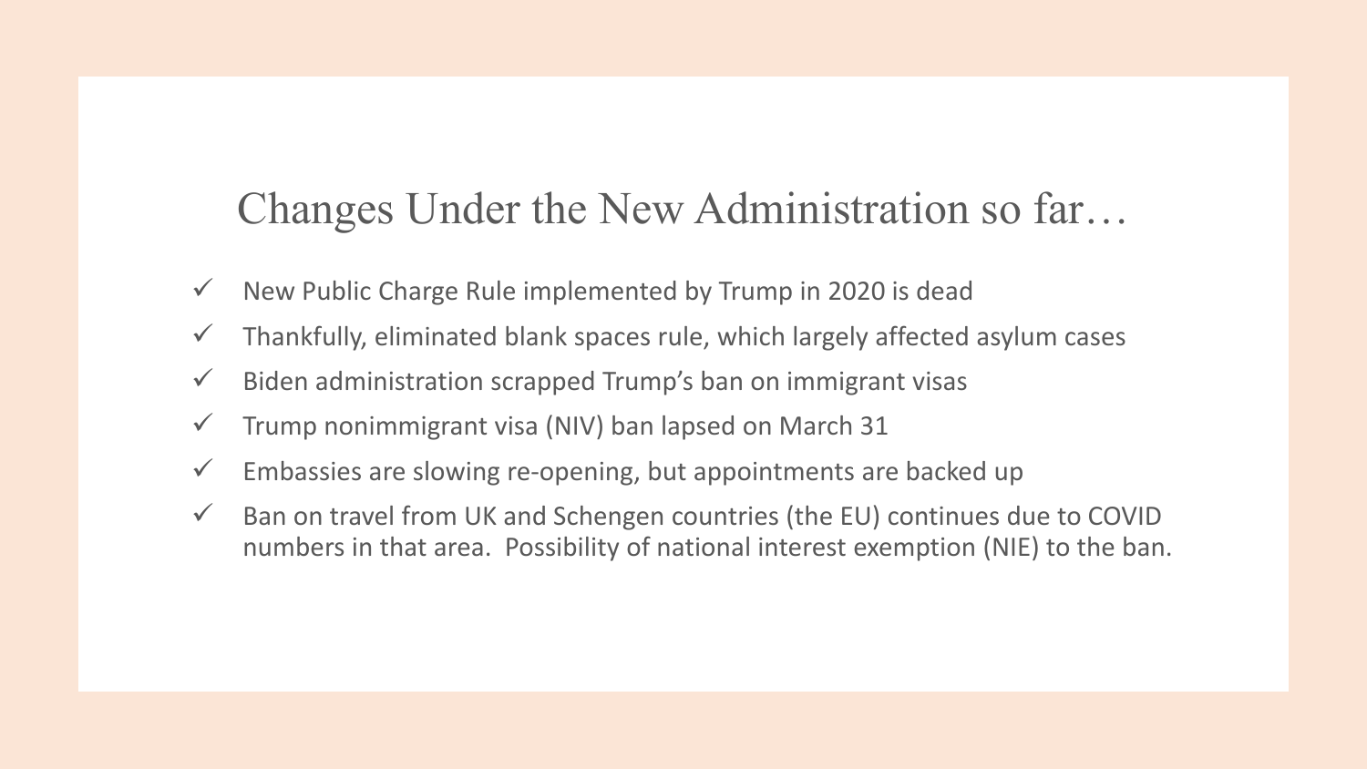# Changes Under the New Administration so far…

- ✓ New Public Charge Rule implemented by Trump in 2020 is dead
- ✓ Thankfully, eliminated blank spaces rule, which largely affected asylum cases
- ✓ Biden administration scrapped Trump's ban on immigrant visas
- ✓ Trump nonimmigrant visa (NIV) ban lapsed on March 31
- ✓ Embassies are slowing re-opening, but appointments are backed up
- ✓ Ban on travel from UK and Schengen countries (the EU) continues due to COVID numbers in that area. Possibility of national interest exemption (NIE) to the ban.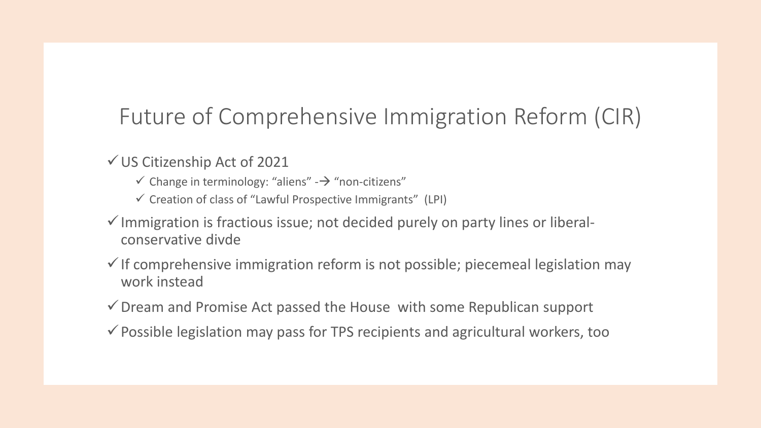# Future of Comprehensive Immigration Reform (CIR)

- ✓ US Citizenship Act of 2021
  - ✓ Change in terminology: "aliens" -→ "non-citizens"
  - ✓ Creation of class of "Lawful Prospective Immigrants" (LPI)
- ✓ Immigration is fractious issue; not decided purely on party lines or liberal-conservative divde
- ✓ If comprehensive immigration reform is not possible; piecemeal legislation may work instead
- ✓ Dream and Promise Act passed the House with some Republican support
- ✓ Possible legislation may pass for TPS recipients and agricultural workers, too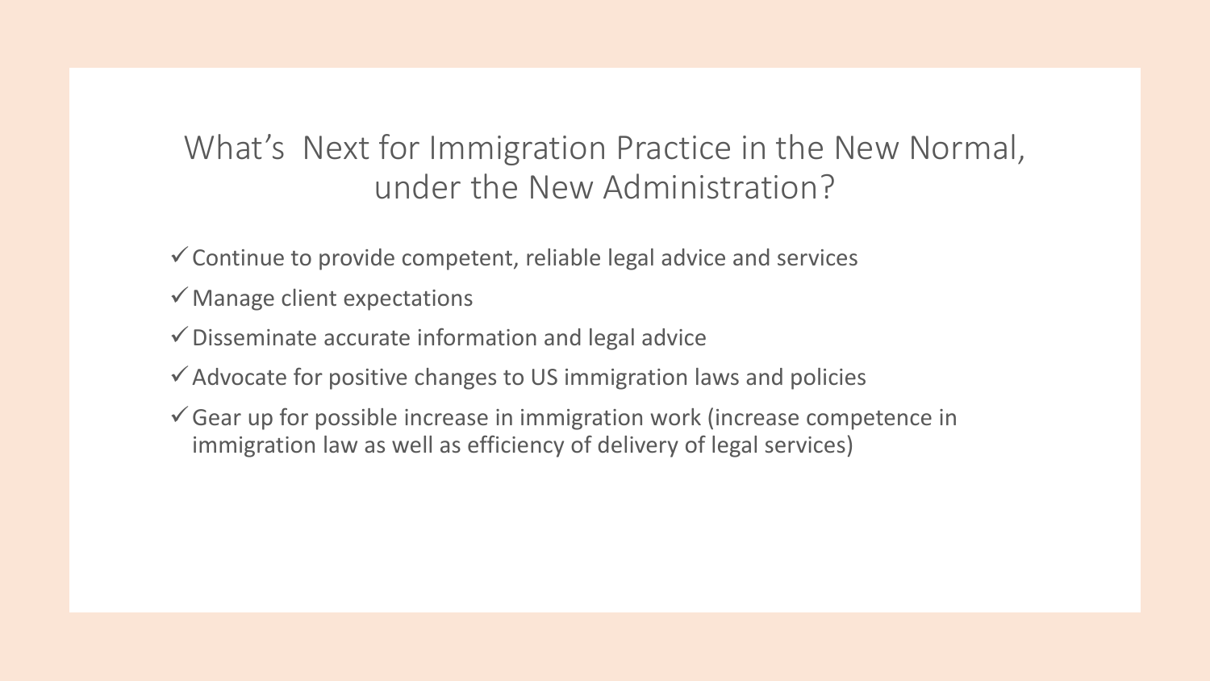# What's Next for Immigration Practice in the New Normal, under the New Administration?

- ✓ Continue to provide competent, reliable legal advice and services
- ✓ Manage client expectations
- ✓ Disseminate accurate information and legal advice
- ✓ Advocate for positive changes to US immigration laws and policies
- ✓ Gear up for possible increase in immigration work (increase competence in immigration law as well as efficiency of delivery of legal services)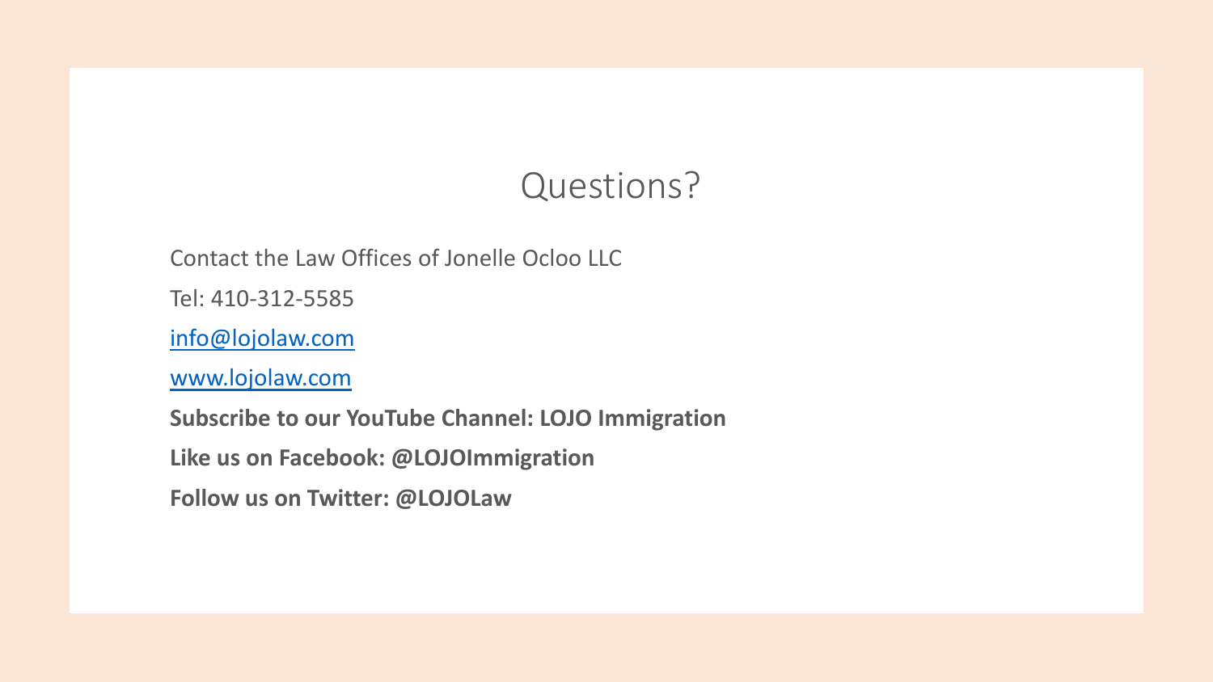# Questions?

Contact the Law Offices of Jonelle Ocloo LLC

Tel: 410-312-5585

info@lojolaw.com

www.lojolaw.com

**Subscribe to our YouTube Channel: LOJO Immigration**

**Like us on Facebook: @LOJOImmigration**

**Follow us on Twitter: @LOJOLaw**